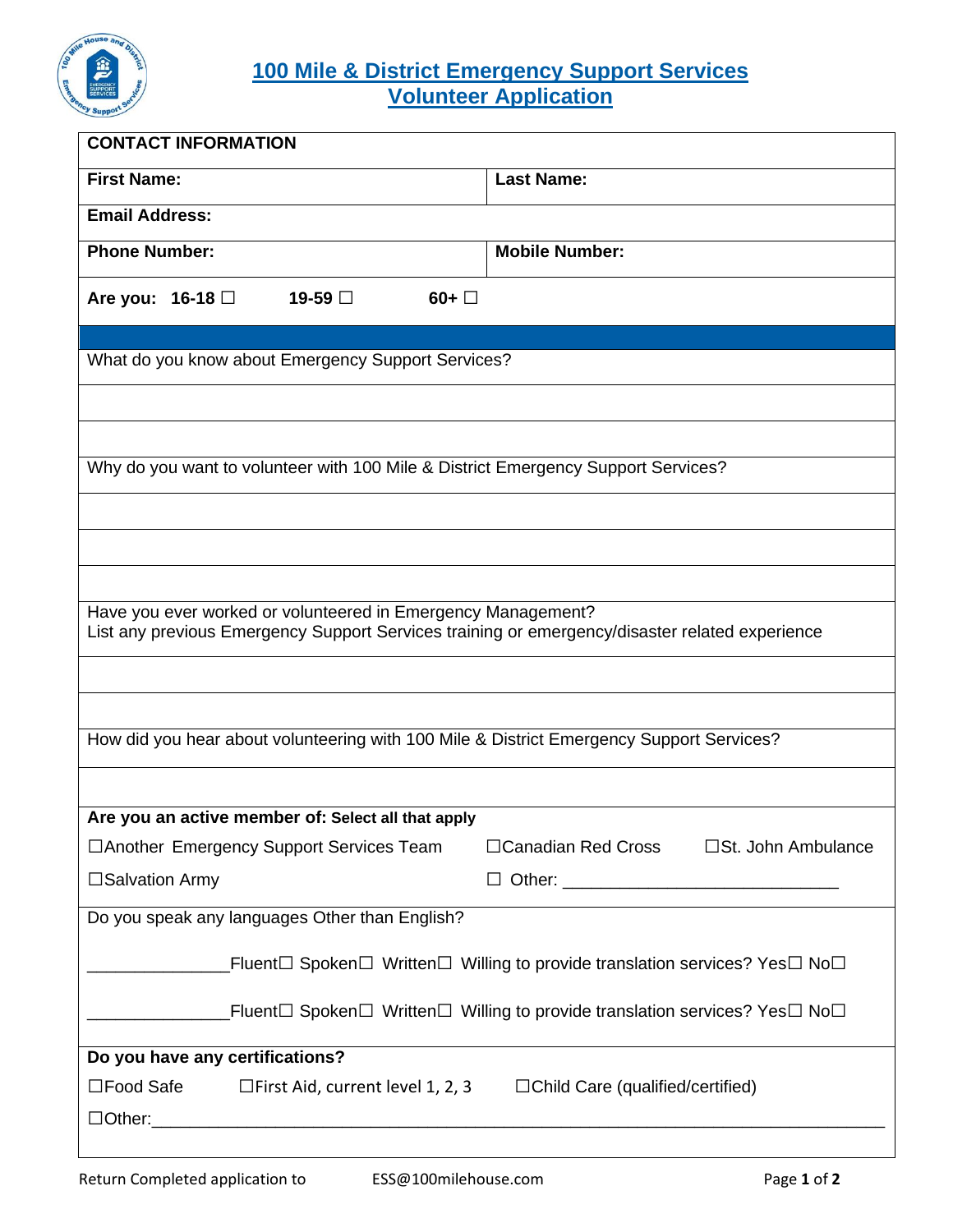# 100 Mile & District Emergency Support Services
## Volunteer Application

| **CONTACT INFORMATION** | |
|---|---|
| **First Name:** | **Last Name:** |
| **Email Address:** | |
| **Phone Number:** | **Mobile Number:** |
| **Are you: 16-18 ☐ 19-59 ☐ 60+ ☐** | |

What do you know about Emergency Support Services?

&nbsp;

Why do you want to volunteer with 100 Mile & District Emergency Support Services?

&nbsp;

Have you ever worked or volunteered in Emergency Management?
List any previous Emergency Support Services training or emergency/disaster related experience

&nbsp;

How did you hear about volunteering with 100 Mile & District Emergency Support Services?

&nbsp;

**Are you an active member of: Select all that apply**

☐Another Emergency Support Services Team ☐Canadian Red Cross ☐St. John Ambulance

☐Salvation Army ☐ Other: ______________________________

Do you speak any languages Other than English?

_______________Fluent☐ Spoken☐ Written☐ Willing to provide translation services? Yes☐ No☐

_______________Fluent☐ Spoken☐ Written☐ Willing to provide translation services? Yes☐ No☐

**Do you have any certifications?**

☐Food Safe ☐First Aid, current level 1, 2, 3 ☐Child Care (qualified/certified)

☐Other:______________________________________________________________________

Return Completed application to ESS@100milehouse.com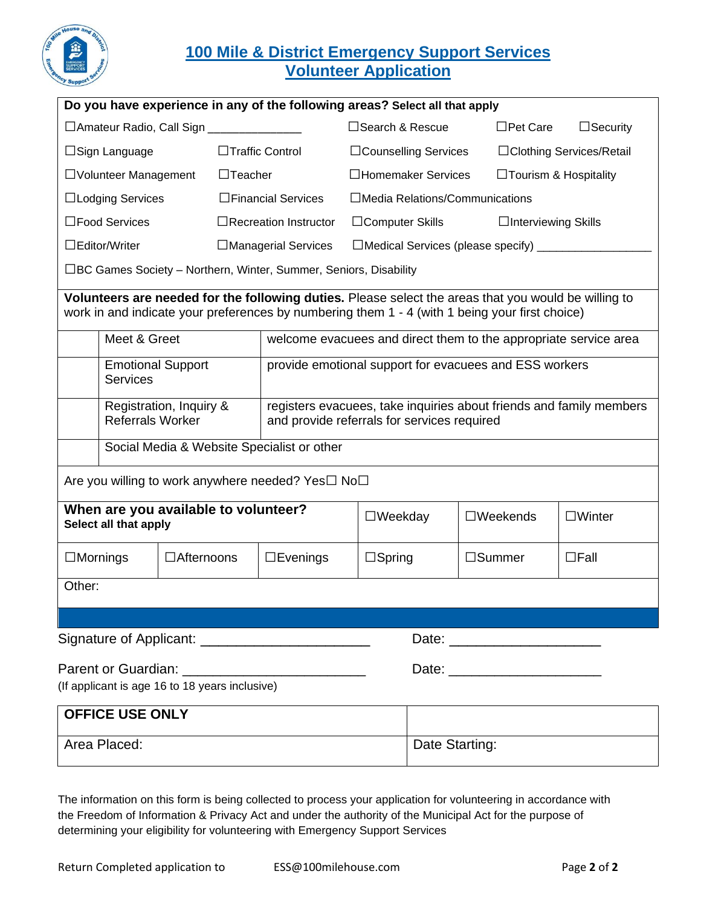# 100 Mile & District Emergency Support Services
# Volunteer Application

**Do you have experience in any of the following areas? Select all that apply**

| | | | |
|---|---|---|---|
| ☐Amateur Radio, Call Sign _______________ | | ☐Search & Rescue | ☐Pet Care ☐Security |
| ☐Sign Language | ☐Traffic Control | ☐Counselling Services | ☐Clothing Services/Retail |
| ☐Volunteer Management | ☐Teacher | ☐Homemaker Services | ☐Tourism & Hospitality |
| ☐Lodging Services | ☐Financial Services | ☐Media Relations/Communications | |
| ☐Food Services | ☐Recreation Instructor | ☐Computer Skills | ☐Interviewing Skills |
| ☐Editor/Writer | ☐Managerial Services | ☐Medical Services (please specify) __________________ | |
| ☐BC Games Society – Northern, Winter, Summer, Seniors, Disability | | | |

**Volunteers are needed for the following duties.** Please select the areas that you would be willing to work in and indicate your preferences by numbering them 1 - 4 (with 1 being your first choice)

| | | |
|---|---|---|
| | Meet & Greet | welcome evacuees and direct them to the appropriate service area |
| | Emotional Support Services | provide emotional support for evacuees and ESS workers |
| | Registration, Inquiry & Referrals Worker | registers evacuees, take inquiries about friends and family members and provide referrals for services required |
| | Social Media & Website Specialist or other | |

Are you willing to work anywhere needed? Yes☐ No☐

| | | | | | |
|---|---|---|---|---|---|
| **When are you available to volunteer?** **Select all that apply** | | | ☐Weekday | ☐Weekends | ☐Winter |
| ☐Mornings | ☐Afternoons | ☐Evenings | ☐Spring | ☐Summer | ☐Fall |
| Other: | | | | | |

Signature of Applicant: ______________________ Date: ____________________

Parent or Guardian: ________________________ Date: ____________________
(If applicant is age 16 to 18 years inclusive)

| | |
|---|---|
| **OFFICE USE ONLY** | |
| Area Placed: | Date Starting: |

The information on this form is being collected to process your application for volunteering in accordance with the Freedom of Information & Privacy Act and under the authority of the Municipal Act for the purpose of determining your eligibility for volunteering with Emergency Support Services

Return Completed application to ESS@100milehouse.com